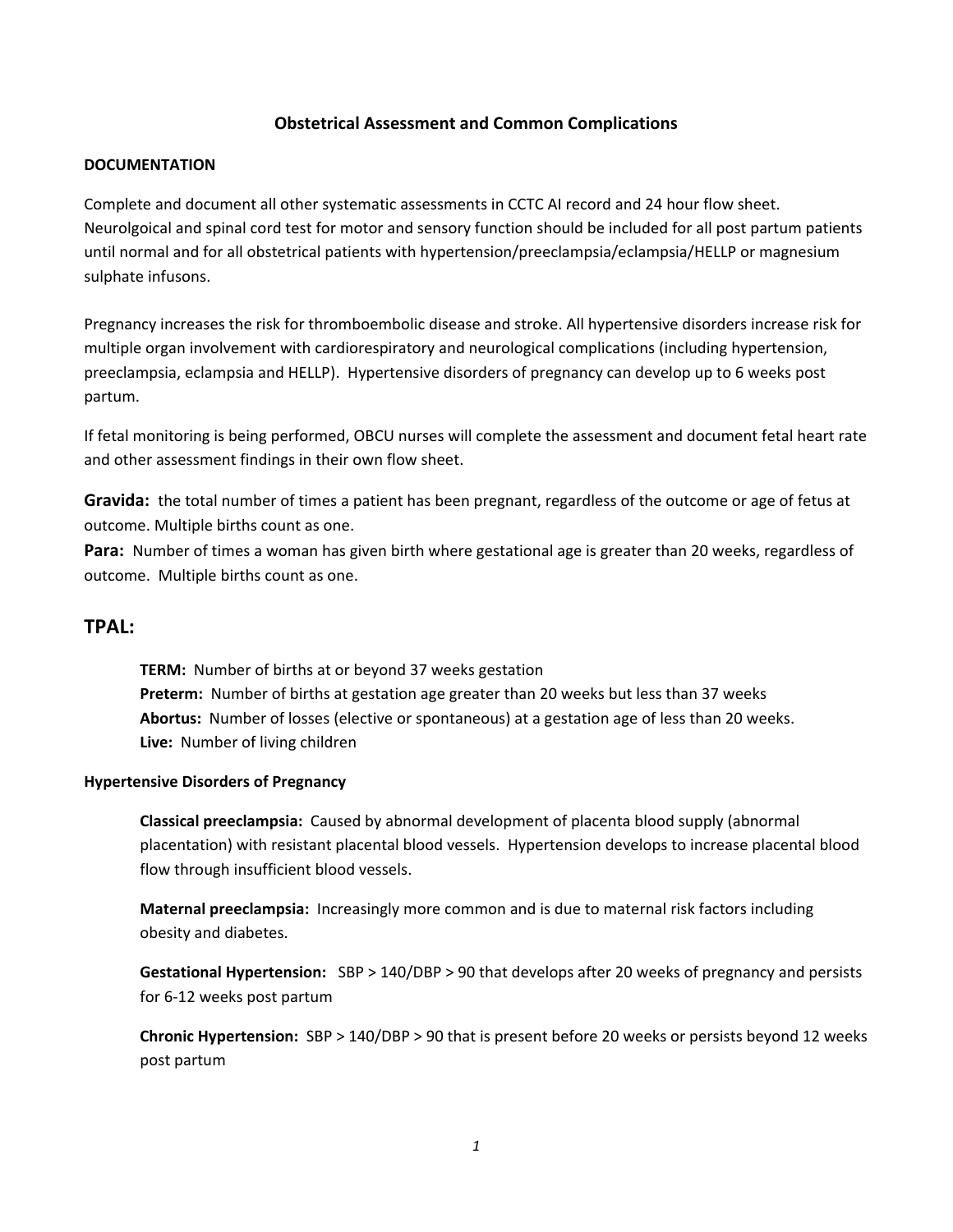# Obstetrical Assessment and Common Complications

## DOCUMENTATION

Complete and document all other systematic assessments in CCTC AI record and 24 hour flow sheet. Neurolgoical and spinal cord test for motor and sensory function should be included for all post partum patients until normal and for all obstetrical patients with hypertension/preeclampsia/eclampsia/HELLP or magnesium sulphate infusons.

Pregnancy increases the risk for thromboembolic disease and stroke. All hypertensive disorders increase risk for multiple organ involvement with cardiorespiratory and neurological complications (including hypertension, preeclampsia, eclampsia and HELLP). Hypertensive disorders of pregnancy can develop up to 6 weeks post partum.

If fetal monitoring is being performed, OBCU nurses will complete the assessment and document fetal heart rate and other assessment findings in their own flow sheet.

**Gravida:** the total number of times a patient has been pregnant, regardless of the outcome or age of fetus at outcome. Multiple births count as one.
**Para:** Number of times a woman has given birth where gestational age is greater than 20 weeks, regardless of outcome. Multiple births count as one.

## TPAL:

**TERM:** Number of births at or beyond 37 weeks gestation
**Preterm:** Number of births at gestation age greater than 20 weeks but less than 37 weeks
**Abortus:** Number of losses (elective or spontaneous) at a gestation age of less than 20 weeks.
**Live:** Number of living children

### Hypertensive Disorders of Pregnancy

**Classical preeclampsia:** Caused by abnormal development of placenta blood supply (abnormal placentation) with resistant placental blood vessels. Hypertension develops to increase placental blood flow through insufficient blood vessels.

**Maternal preeclampsia:** Increasingly more common and is due to maternal risk factors including obesity and diabetes.

**Gestational Hypertension:** SBP > 140/DBP > 90 that develops after 20 weeks of pregnancy and persists for 6-12 weeks post partum

**Chronic Hypertension:** SBP > 140/DBP > 90 that is present before 20 weeks or persists beyond 12 weeks post partum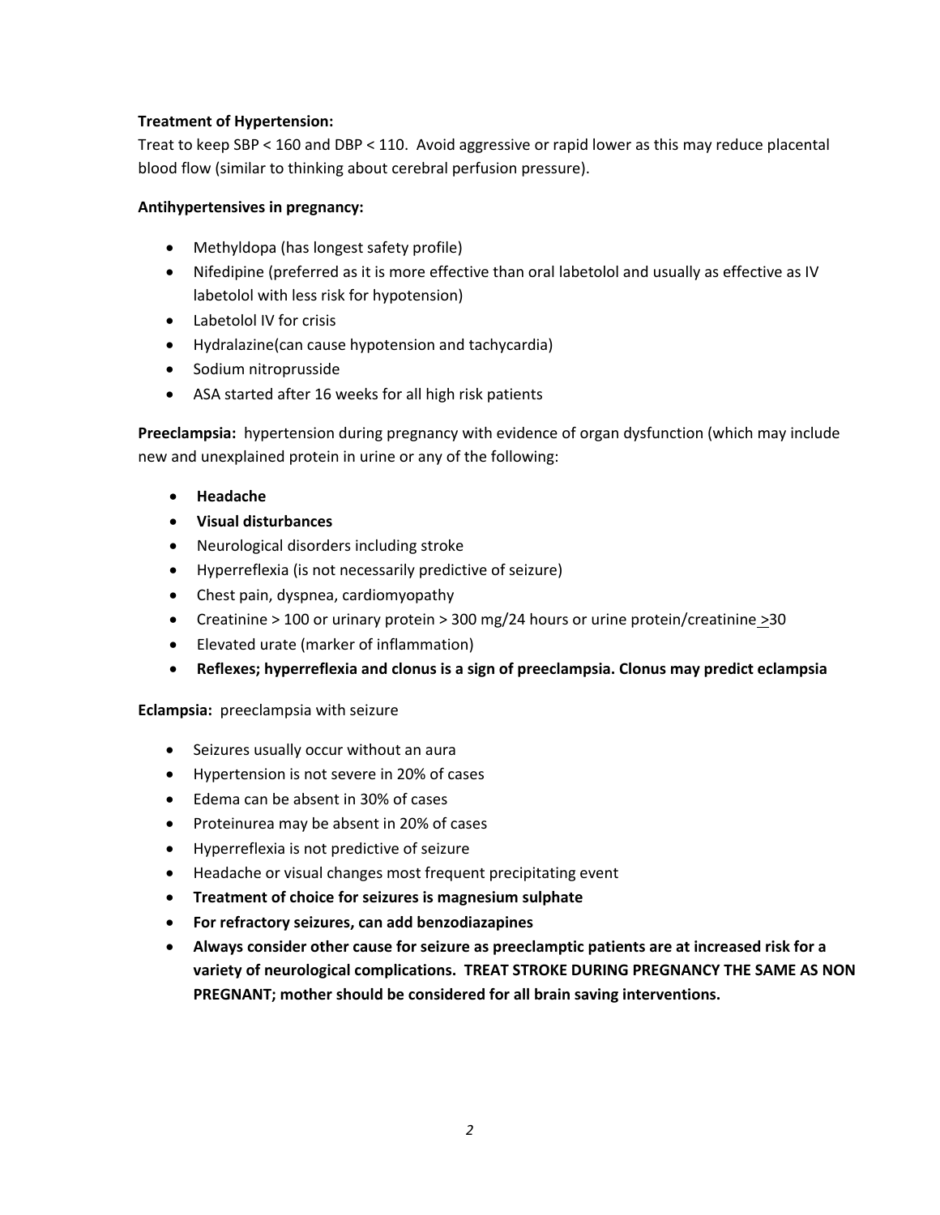**Treatment of Hypertension:**

Treat to keep SBP < 160 and DBP < 110. Avoid aggressive or rapid lower as this may reduce placental blood flow (similar to thinking about cerebral perfusion pressure).

**Antihypertensives in pregnancy:**

- Methyldopa (has longest safety profile)
- Nifedipine (preferred as it is more effective than oral labetolol and usually as effective as IV labetolol with less risk for hypotension)
- Labetolol IV for crisis
- Hydralazine(can cause hypotension and tachycardia)
- Sodium nitroprusside
- ASA started after 16 weeks for all high risk patients

**Preeclampsia:** hypertension during pregnancy with evidence of organ dysfunction (which may include new and unexplained protein in urine or any of the following:

- **Headache**
- **Visual disturbances**
- Neurological disorders including stroke
- Hyperreflexia (is not necessarily predictive of seizure)
- Chest pain, dyspnea, cardiomyopathy
- Creatinine > 100 or urinary protein > 300 mg/24 hours or urine protein/creatinine ≥30
- Elevated urate (marker of inflammation)
- **Reflexes; hyperreflexia and clonus is a sign of preeclampsia. Clonus may predict eclampsia**

**Eclampsia:** preeclampsia with seizure

- Seizures usually occur without an aura
- Hypertension is not severe in 20% of cases
- Edema can be absent in 30% of cases
- Proteinurea may be absent in 20% of cases
- Hyperreflexia is not predictive of seizure
- Headache or visual changes most frequent precipitating event
- **Treatment of choice for seizures is magnesium sulphate**
- **For refractory seizures, can add benzodiazapines**
- **Always consider other cause for seizure as preeclamptic patients are at increased risk for a variety of neurological complications. TREAT STROKE DURING PREGNANCY THE SAME AS NON PREGNANT; mother should be considered for all brain saving interventions.**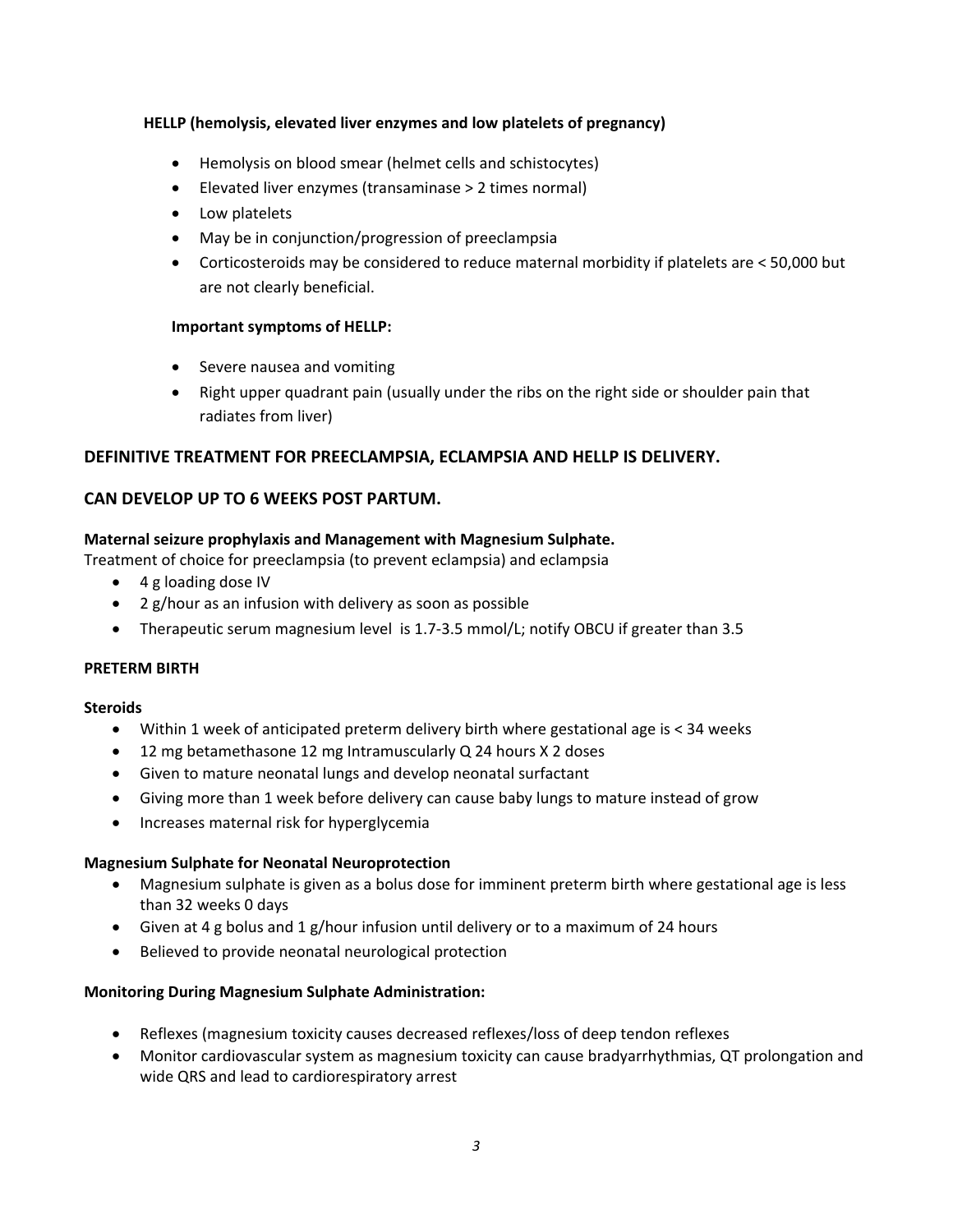**HELLP (hemolysis, elevated liver enzymes and low platelets of pregnancy)**

- Hemolysis on blood smear (helmet cells and schistocytes)
- Elevated liver enzymes (transaminase > 2 times normal)
- Low platelets
- May be in conjunction/progression of preeclampsia
- Corticosteroids may be considered to reduce maternal morbidity if platelets are < 50,000 but are not clearly beneficial.

**Important symptoms of HELLP:**

- Severe nausea and vomiting
- Right upper quadrant pain (usually under the ribs on the right side or shoulder pain that radiates from liver)

## DEFINITIVE TREATMENT FOR PREECLAMPSIA, ECLAMPSIA AND HELLP IS DELIVERY.

## CAN DEVELOP UP TO 6 WEEKS POST PARTUM.

**Maternal seizure prophylaxis and Management with Magnesium Sulphate.**
Treatment of choice for preeclampsia (to prevent eclampsia) and eclampsia

- 4 g loading dose IV
- 2 g/hour as an infusion with delivery as soon as possible
- Therapeutic serum magnesium level is 1.7-3.5 mmol/L; notify OBCU if greater than 3.5

**PRETERM BIRTH**

**Steroids**

- Within 1 week of anticipated preterm delivery birth where gestational age is < 34 weeks
- 12 mg betamethasone 12 mg Intramuscularly Q 24 hours X 2 doses
- Given to mature neonatal lungs and develop neonatal surfactant
- Giving more than 1 week before delivery can cause baby lungs to mature instead of grow
- Increases maternal risk for hyperglycemia

**Magnesium Sulphate for Neonatal Neuroprotection**

- Magnesium sulphate is given as a bolus dose for imminent preterm birth where gestational age is less than 32 weeks 0 days
- Given at 4 g bolus and 1 g/hour infusion until delivery or to a maximum of 24 hours
- Believed to provide neonatal neurological protection

**Monitoring During Magnesium Sulphate Administration:**

- Reflexes (magnesium toxicity causes decreased reflexes/loss of deep tendon reflexes
- Monitor cardiovascular system as magnesium toxicity can cause bradyarrhythmias, QT prolongation and wide QRS and lead to cardiorespiratory arrest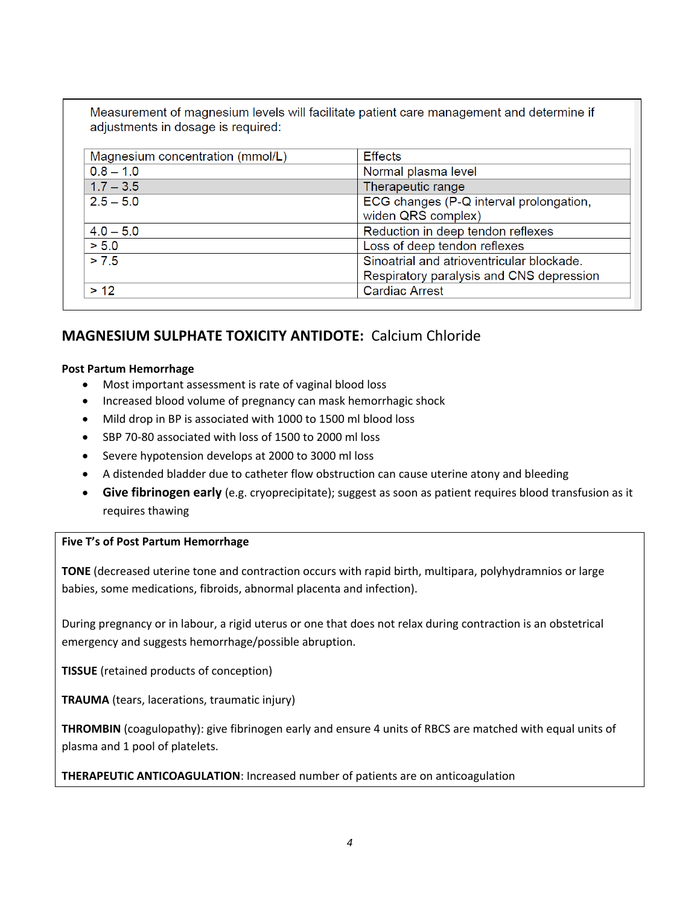Measurement of magnesium levels will facilitate patient care management and determine if adjustments in dosage is required:

| Magnesium concentration (mmol/L) | Effects |
| --- | --- |
| 0.8 – 1.0 | Normal plasma level |
| 1.7 – 3.5 | Therapeutic range |
| 2.5 – 5.0 | ECG changes (P-Q interval prolongation, widen QRS complex) |
| 4.0 – 5.0 | Reduction in deep tendon reflexes |
| > 5.0 | Loss of deep tendon reflexes |
| > 7.5 | Sinoatrial and atrioventricular blockade. Respiratory paralysis and CNS depression |
| > 12 | Cardiac Arrest |

## MAGNESIUM SULPHATE TOXICITY ANTIDOTE: Calcium Chloride

**Post Partum Hemorrhage**

- Most important assessment is rate of vaginal blood loss
- Increased blood volume of pregnancy can mask hemorrhagic shock
- Mild drop in BP is associated with 1000 to 1500 ml blood loss
- SBP 70-80 associated with loss of 1500 to 2000 ml loss
- Severe hypotension develops at 2000 to 3000 ml loss
- A distended bladder due to catheter flow obstruction can cause uterine atony and bleeding
- **Give fibrinogen early** (e.g. cryoprecipitate); suggest as soon as patient requires blood transfusion as it requires thawing

**Five T's of Post Partum Hemorrhage**

**TONE** (decreased uterine tone and contraction occurs with rapid birth, multipara, polyhydramnios or large babies, some medications, fibroids, abnormal placenta and infection).

During pregnancy or in labour, a rigid uterus or one that does not relax during contraction is an obstetrical emergency and suggests hemorrhage/possible abruption.

**TISSUE** (retained products of conception)

**TRAUMA** (tears, lacerations, traumatic injury)

**THROMBIN** (coagulopathy): give fibrinogen early and ensure 4 units of RBCS are matched with equal units of plasma and 1 pool of platelets.

**THERAPEUTIC ANTICOAGULATION**: Increased number of patients are on anticoagulation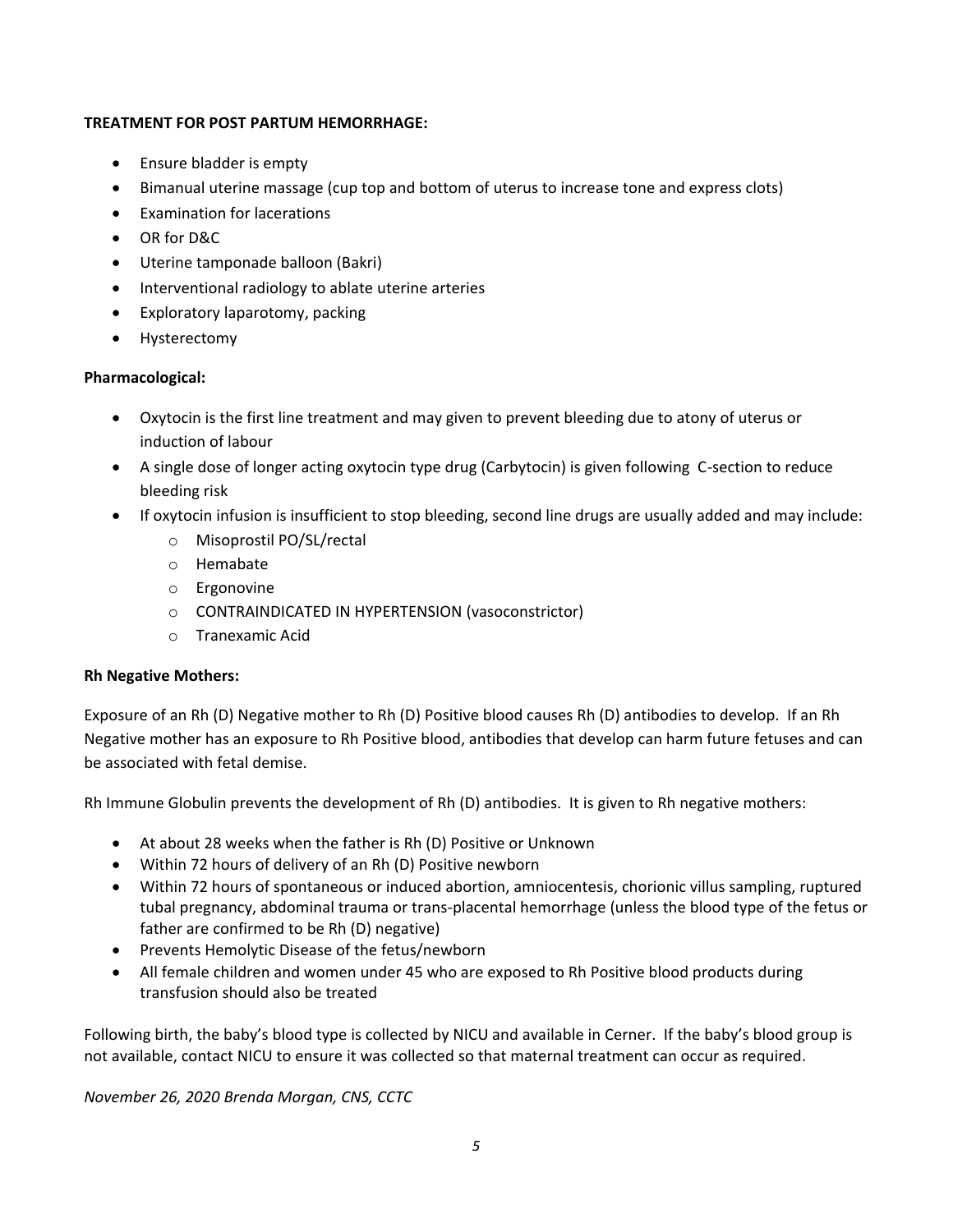**TREATMENT FOR POST PARTUM HEMORRHAGE:**

- Ensure bladder is empty
- Bimanual uterine massage (cup top and bottom of uterus to increase tone and express clots)
- Examination for lacerations
- OR for D&C
- Uterine tamponade balloon (Bakri)
- Interventional radiology to ablate uterine arteries
- Exploratory laparotomy, packing
- Hysterectomy

**Pharmacological:**

- Oxytocin is the first line treatment and may given to prevent bleeding due to atony of uterus or induction of labour
- A single dose of longer acting oxytocin type drug (Carbytocin) is given following C-section to reduce bleeding risk
- If oxytocin infusion is insufficient to stop bleeding, second line drugs are usually added and may include:
    - Misoprostil PO/SL/rectal
    - Hemabate
    - Ergonovine
    - CONTRAINDICATED IN HYPERTENSION (vasoconstrictor)
    - Tranexamic Acid

**Rh Negative Mothers:**

Exposure of an Rh (D) Negative mother to Rh (D) Positive blood causes Rh (D) antibodies to develop. If an Rh Negative mother has an exposure to Rh Positive blood, antibodies that develop can harm future fetuses and can be associated with fetal demise.

Rh Immune Globulin prevents the development of Rh (D) antibodies. It is given to Rh negative mothers:

- At about 28 weeks when the father is Rh (D) Positive or Unknown
- Within 72 hours of delivery of an Rh (D) Positive newborn
- Within 72 hours of spontaneous or induced abortion, amniocentesis, chorionic villus sampling, ruptured tubal pregnancy, abdominal trauma or trans-placental hemorrhage (unless the blood type of the fetus or father are confirmed to be Rh (D) negative)
- Prevents Hemolytic Disease of the fetus/newborn
- All female children and women under 45 who are exposed to Rh Positive blood products during transfusion should also be treated

Following birth, the baby's blood type is collected by NICU and available in Cerner. If the baby's blood group is not available, contact NICU to ensure it was collected so that maternal treatment can occur as required.

*November 26, 2020 Brenda Morgan, CNS, CCTC*